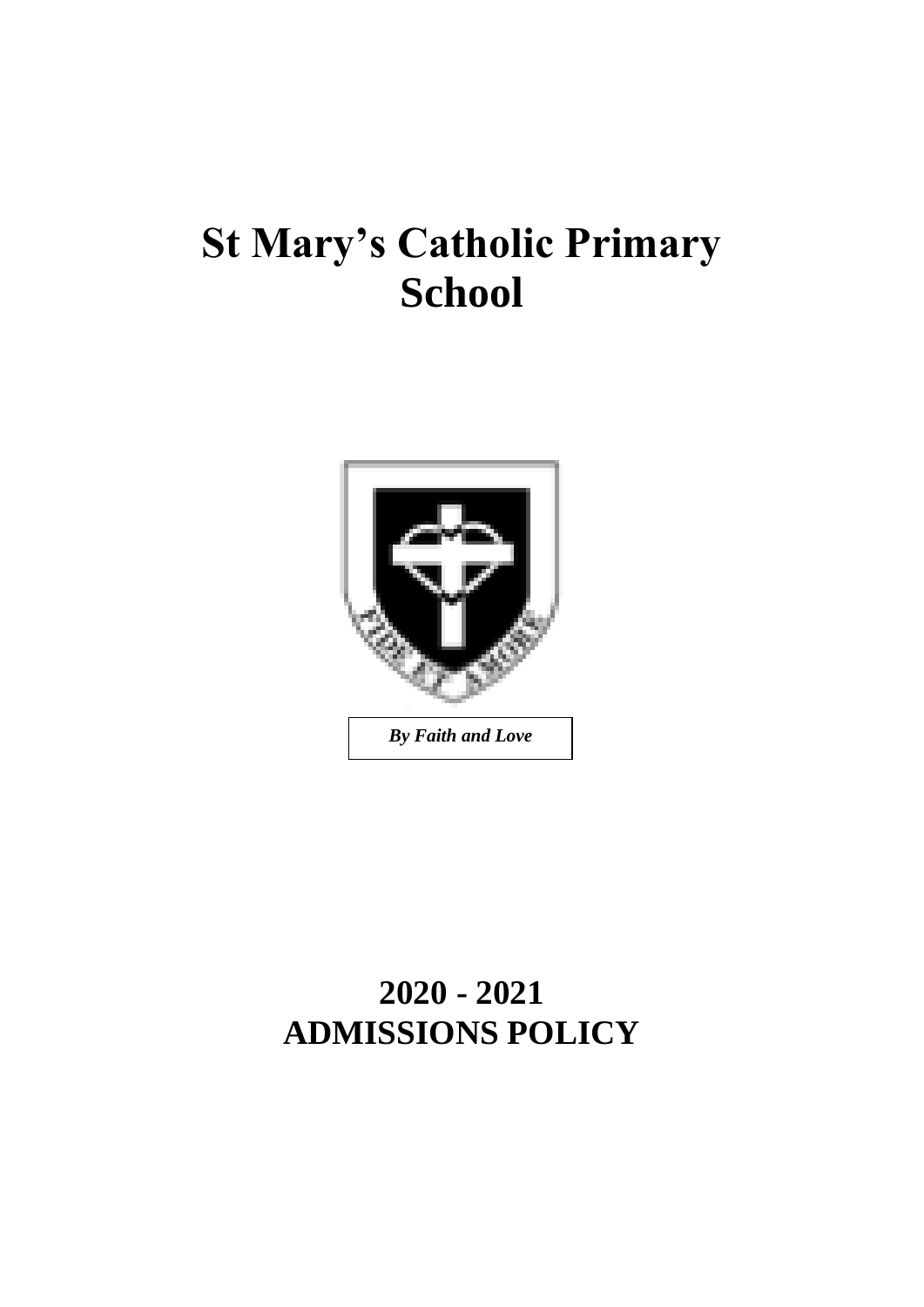# St Mary's Catholic Primary School

*By Faith and Love*

# 2020 - 2021
# ADMISSIONS POLICY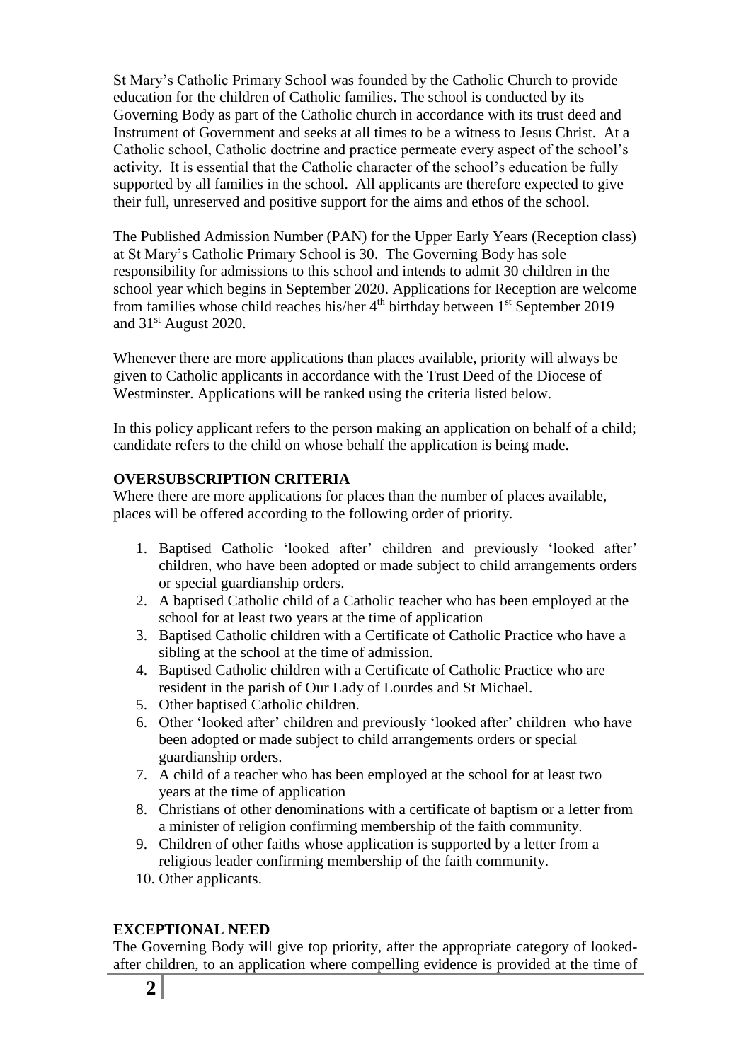St Mary's Catholic Primary School was founded by the Catholic Church to provide education for the children of Catholic families. The school is conducted by its Governing Body as part of the Catholic church in accordance with its trust deed and Instrument of Government and seeks at all times to be a witness to Jesus Christ. At a Catholic school, Catholic doctrine and practice permeate every aspect of the school's activity. It is essential that the Catholic character of the school's education be fully supported by all families in the school. All applicants are therefore expected to give their full, unreserved and positive support for the aims and ethos of the school.

The Published Admission Number (PAN) for the Upper Early Years (Reception class) at St Mary's Catholic Primary School is 30. The Governing Body has sole responsibility for admissions to this school and intends to admit 30 children in the school year which begins in September 2020. Applications for Reception are welcome from families whose child reaches his/her 4th birthday between 1st September 2019 and 31st August 2020.

Whenever there are more applications than places available, priority will always be given to Catholic applicants in accordance with the Trust Deed of the Diocese of Westminster. Applications will be ranked using the criteria listed below.

In this policy applicant refers to the person making an application on behalf of a child; candidate refers to the child on whose behalf the application is being made.

**OVERSUBSCRIPTION CRITERIA**

Where there are more applications for places than the number of places available, places will be offered according to the following order of priority.

1. Baptised Catholic 'looked after' children and previously 'looked after' children, who have been adopted or made subject to child arrangements orders or special guardianship orders.
2. A baptised Catholic child of a Catholic teacher who has been employed at the school for at least two years at the time of application
3. Baptised Catholic children with a Certificate of Catholic Practice who have a sibling at the school at the time of admission.
4. Baptised Catholic children with a Certificate of Catholic Practice who are resident in the parish of Our Lady of Lourdes and St Michael.
5. Other baptised Catholic children.
6. Other 'looked after' children and previously 'looked after' children who have been adopted or made subject to child arrangements orders or special guardianship orders.
7. A child of a teacher who has been employed at the school for at least two years at the time of application
8. Christians of other denominations with a certificate of baptism or a letter from a minister of religion confirming membership of the faith community.
9. Children of other faiths whose application is supported by a letter from a religious leader confirming membership of the faith community.
10. Other applicants.

**EXCEPTIONAL NEED**

The Governing Body will give top priority, after the appropriate category of looked-after children, to an application where compelling evidence is provided at the time of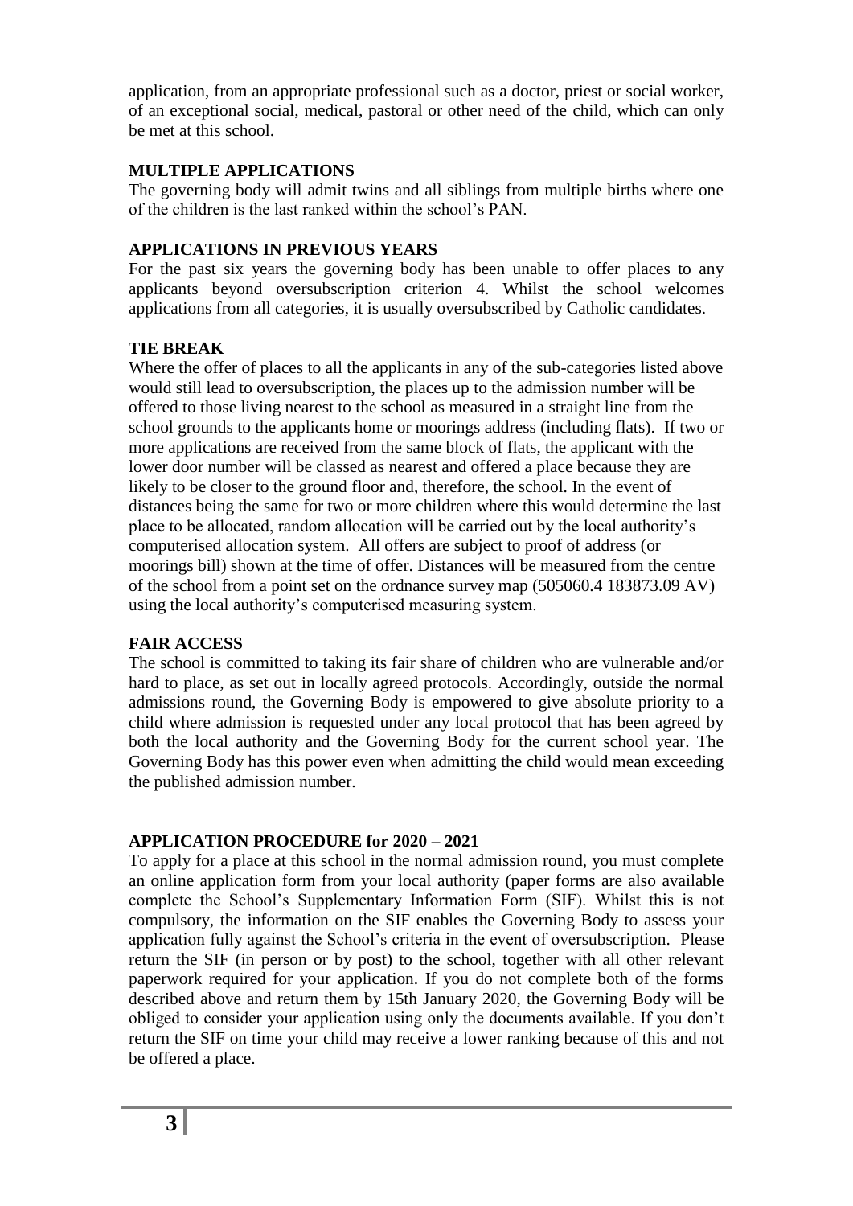application, from an appropriate professional such as a doctor, priest or social worker, of an exceptional social, medical, pastoral or other need of the child, which can only be met at this school.

**MULTIPLE APPLICATIONS**

The governing body will admit twins and all siblings from multiple births where one of the children is the last ranked within the school's PAN.

**APPLICATIONS IN PREVIOUS YEARS**

For the past six years the governing body has been unable to offer places to any applicants beyond oversubscription criterion 4. Whilst the school welcomes applications from all categories, it is usually oversubscribed by Catholic candidates.

**TIE BREAK**

Where the offer of places to all the applicants in any of the sub-categories listed above would still lead to oversubscription, the places up to the admission number will be offered to those living nearest to the school as measured in a straight line from the school grounds to the applicants home or moorings address (including flats). If two or more applications are received from the same block of flats, the applicant with the lower door number will be classed as nearest and offered a place because they are likely to be closer to the ground floor and, therefore, the school. In the event of distances being the same for two or more children where this would determine the last place to be allocated, random allocation will be carried out by the local authority's computerised allocation system. All offers are subject to proof of address (or moorings bill) shown at the time of offer. Distances will be measured from the centre of the school from a point set on the ordnance survey map (505060.4 183873.09 AV) using the local authority's computerised measuring system.

**FAIR ACCESS**

The school is committed to taking its fair share of children who are vulnerable and/or hard to place, as set out in locally agreed protocols. Accordingly, outside the normal admissions round, the Governing Body is empowered to give absolute priority to a child where admission is requested under any local protocol that has been agreed by both the local authority and the Governing Body for the current school year. The Governing Body has this power even when admitting the child would mean exceeding the published admission number.

**APPLICATION PROCEDURE for 2020 – 2021**

To apply for a place at this school in the normal admission round, you must complete an online application form from your local authority (paper forms are also available complete the School's Supplementary Information Form (SIF). Whilst this is not compulsory, the information on the SIF enables the Governing Body to assess your application fully against the School's criteria in the event of oversubscription. Please return the SIF (in person or by post) to the school, together with all other relevant paperwork required for your application. If you do not complete both of the forms described above and return them by 15th January 2020, the Governing Body will be obliged to consider your application using only the documents available. If you don't return the SIF on time your child may receive a lower ranking because of this and not be offered a place.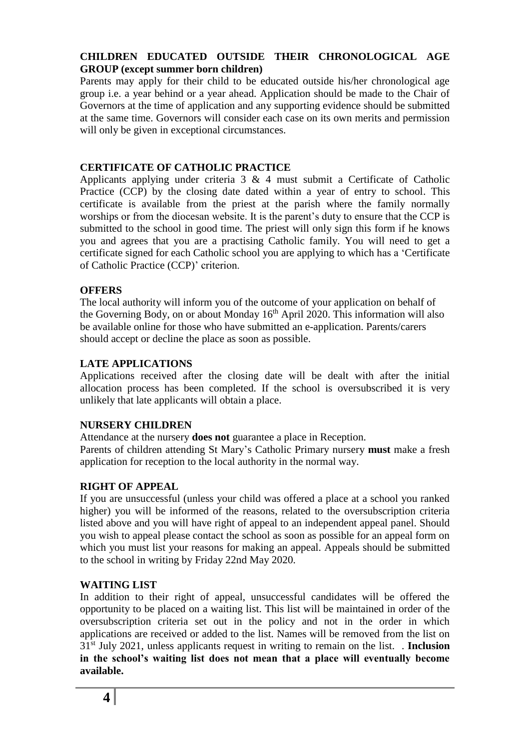**CHILDREN EDUCATED OUTSIDE THEIR CHRONOLOGICAL AGE GROUP (except summer born children)**

Parents may apply for their child to be educated outside his/her chronological age group i.e. a year behind or a year ahead. Application should be made to the Chair of Governors at the time of application and any supporting evidence should be submitted at the same time. Governors will consider each case on its own merits and permission will only be given in exceptional circumstances.

**CERTIFICATE OF CATHOLIC PRACTICE**

Applicants applying under criteria 3 & 4 must submit a Certificate of Catholic Practice (CCP) by the closing date dated within a year of entry to school. This certificate is available from the priest at the parish where the family normally worships or from the diocesan website. It is the parent's duty to ensure that the CCP is submitted to the school in good time. The priest will only sign this form if he knows you and agrees that you are a practising Catholic family. You will need to get a certificate signed for each Catholic school you are applying to which has a 'Certificate of Catholic Practice (CCP)' criterion.

**OFFERS**

The local authority will inform you of the outcome of your application on behalf of the Governing Body, on or about Monday 16th April 2020. This information will also be available online for those who have submitted an e-application. Parents/carers should accept or decline the place as soon as possible.

**LATE APPLICATIONS**

Applications received after the closing date will be dealt with after the initial allocation process has been completed. If the school is oversubscribed it is very unlikely that late applicants will obtain a place.

**NURSERY CHILDREN**

Attendance at the nursery **does not** guarantee a place in Reception.

Parents of children attending St Mary's Catholic Primary nursery **must** make a fresh application for reception to the local authority in the normal way.

**RIGHT OF APPEAL**

If you are unsuccessful (unless your child was offered a place at a school you ranked higher) you will be informed of the reasons, related to the oversubscription criteria listed above and you will have right of appeal to an independent appeal panel. Should you wish to appeal please contact the school as soon as possible for an appeal form on which you must list your reasons for making an appeal. Appeals should be submitted to the school in writing by Friday 22nd May 2020.

**WAITING LIST**

In addition to their right of appeal, unsuccessful candidates will be offered the opportunity to be placed on a waiting list. This list will be maintained in order of the oversubscription criteria set out in the policy and not in the order in which applications are received or added to the list. Names will be removed from the list on 31st July 2021, unless applicants request in writing to remain on the list. . **Inclusion in the school's waiting list does not mean that a place will eventually become available.**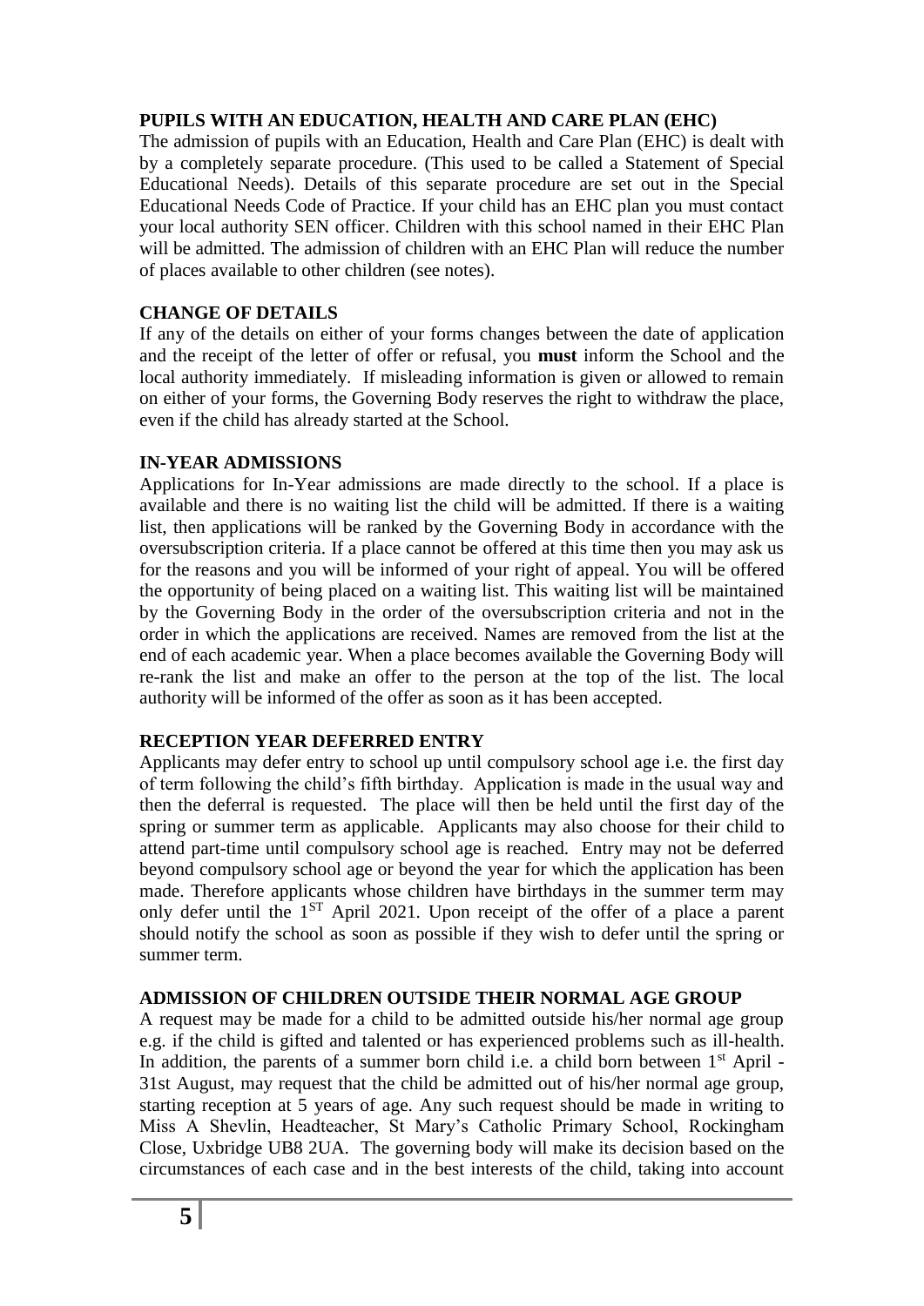## PUPILS WITH AN EDUCATION, HEALTH AND CARE PLAN (EHC)

The admission of pupils with an Education, Health and Care Plan (EHC) is dealt with by a completely separate procedure. (This used to be called a Statement of Special Educational Needs). Details of this separate procedure are set out in the Special Educational Needs Code of Practice. If your child has an EHC plan you must contact your local authority SEN officer. Children with this school named in their EHC Plan will be admitted. The admission of children with an EHC Plan will reduce the number of places available to other children (see notes).

## CHANGE OF DETAILS

If any of the details on either of your forms changes between the date of application and the receipt of the letter of offer or refusal, you **must** inform the School and the local authority immediately. If misleading information is given or allowed to remain on either of your forms, the Governing Body reserves the right to withdraw the place, even if the child has already started at the School.

## IN-YEAR ADMISSIONS

Applications for In-Year admissions are made directly to the school. If a place is available and there is no waiting list the child will be admitted. If there is a waiting list, then applications will be ranked by the Governing Body in accordance with the oversubscription criteria. If a place cannot be offered at this time then you may ask us for the reasons and you will be informed of your right of appeal. You will be offered the opportunity of being placed on a waiting list. This waiting list will be maintained by the Governing Body in the order of the oversubscription criteria and not in the order in which the applications are received. Names are removed from the list at the end of each academic year. When a place becomes available the Governing Body will re-rank the list and make an offer to the person at the top of the list. The local authority will be informed of the offer as soon as it has been accepted.

## RECEPTION YEAR DEFERRED ENTRY

Applicants may defer entry to school up until compulsory school age i.e. the first day of term following the child's fifth birthday. Application is made in the usual way and then the deferral is requested. The place will then be held until the first day of the spring or summer term as applicable. Applicants may also choose for their child to attend part-time until compulsory school age is reached. Entry may not be deferred beyond compulsory school age or beyond the year for which the application has been made. Therefore applicants whose children have birthdays in the summer term may only defer until the 1ST April 2021. Upon receipt of the offer of a place a parent should notify the school as soon as possible if they wish to defer until the spring or summer term.

## ADMISSION OF CHILDREN OUTSIDE THEIR NORMAL AGE GROUP

A request may be made for a child to be admitted outside his/her normal age group e.g. if the child is gifted and talented or has experienced problems such as ill-health. In addition, the parents of a summer born child i.e. a child born between 1st April - 31st August, may request that the child be admitted out of his/her normal age group, starting reception at 5 years of age. Any such request should be made in writing to Miss A Shevlin, Headteacher, St Mary's Catholic Primary School, Rockingham Close, Uxbridge UB8 2UA. The governing body will make its decision based on the circumstances of each case and in the best interests of the child, taking into account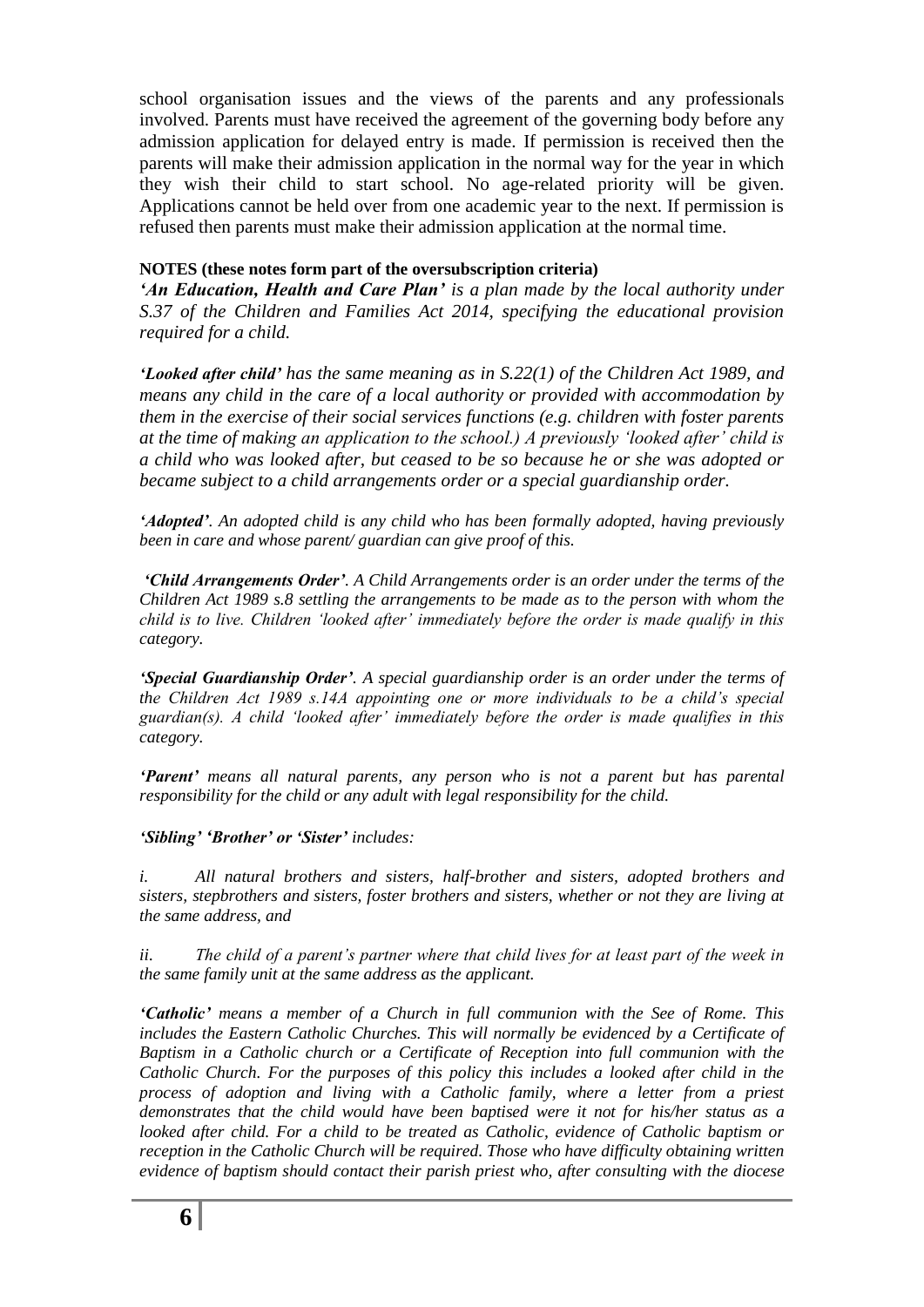school organisation issues and the views of the parents and any professionals involved. Parents must have received the agreement of the governing body before any admission application for delayed entry is made. If permission is received then the parents will make their admission application in the normal way for the year in which they wish their child to start school. No age-related priority will be given. Applications cannot be held over from one academic year to the next. If permission is refused then parents must make their admission application at the normal time.

**NOTES (these notes form part of the oversubscription criteria)**

***'An Education, Health and Care Plan'*** *is a plan made by the local authority under S.37 of the Children and Families Act 2014, specifying the educational provision required for a child.*

***'Looked after child'*** *has the same meaning as in S.22(1) of the Children Act 1989, and means any child in the care of a local authority or provided with accommodation by them in the exercise of their social services functions (e.g. children with foster parents at the time of making an application to the school.) A previously 'looked after' child is a child who was looked after, but ceased to be so because he or she was adopted or became subject to a child arrangements order or a special guardianship order.*

***'Adopted'****. An adopted child is any child who has been formally adopted, having previously been in care and whose parent/ guardian can give proof of this.*

***'Child Arrangements Order'****. A Child Arrangements order is an order under the terms of the Children Act 1989 s.8 settling the arrangements to be made as to the person with whom the child is to live. Children 'looked after' immediately before the order is made qualify in this category.*

***'Special Guardianship Order'****. A special guardianship order is an order under the terms of the Children Act 1989 s.14A appointing one or more individuals to be a child's special guardian(s). A child 'looked after' immediately before the order is made qualifies in this category.*

***'Parent'*** *means all natural parents, any person who is not a parent but has parental responsibility for the child or any adult with legal responsibility for the child.*

***'Sibling' 'Brother' or 'Sister'*** *includes:*

*i. All natural brothers and sisters, half-brother and sisters, adopted brothers and sisters, stepbrothers and sisters, foster brothers and sisters, whether or not they are living at the same address, and*

*ii. The child of a parent's partner where that child lives for at least part of the week in the same family unit at the same address as the applicant.*

***'Catholic'*** *means a member of a Church in full communion with the See of Rome. This includes the Eastern Catholic Churches. This will normally be evidenced by a Certificate of Baptism in a Catholic church or a Certificate of Reception into full communion with the Catholic Church. For the purposes of this policy this includes a looked after child in the process of adoption and living with a Catholic family, where a letter from a priest demonstrates that the child would have been baptised were it not for his/her status as a looked after child. For a child to be treated as Catholic, evidence of Catholic baptism or reception in the Catholic Church will be required. Those who have difficulty obtaining written evidence of baptism should contact their parish priest who, after consulting with the diocese*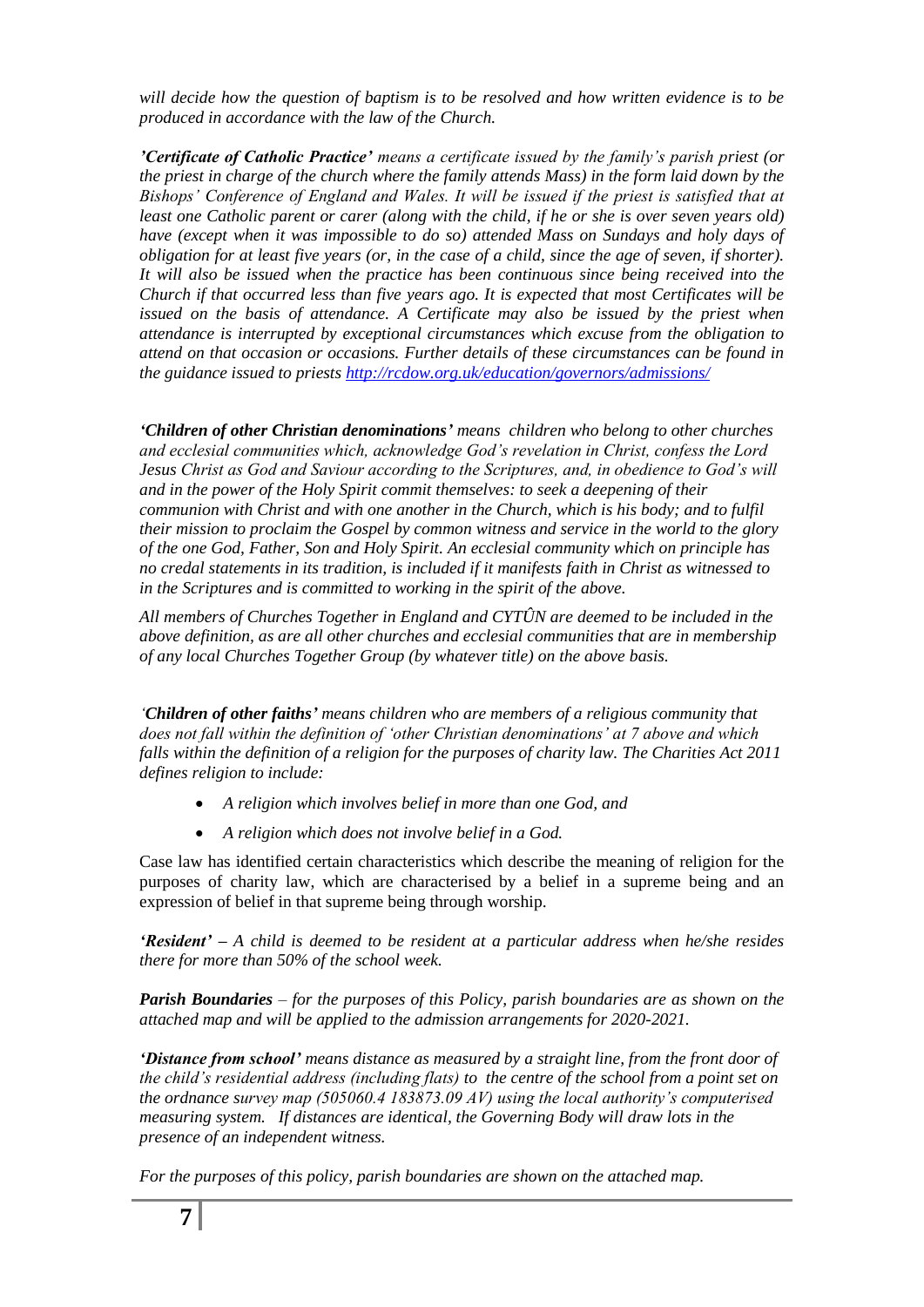*will decide how the question of baptism is to be resolved and how written evidence is to be produced in accordance with the law of the Church.*

***'Certificate of Catholic Practice'** means a certificate issued by the family's parish priest (or the priest in charge of the church where the family attends Mass) in the form laid down by the Bishops' Conference of England and Wales. It will be issued if the priest is satisfied that at least one Catholic parent or carer (along with the child, if he or she is over seven years old) have (except when it was impossible to do so) attended Mass on Sundays and holy days of obligation for at least five years (or, in the case of a child, since the age of seven, if shorter). It will also be issued when the practice has been continuous since being received into the Church if that occurred less than five years ago. It is expected that most Certificates will be issued on the basis of attendance. A Certificate may also be issued by the priest when attendance is interrupted by exceptional circumstances which excuse from the obligation to attend on that occasion or occasions. Further details of these circumstances can be found in the guidance issued to priests* [*http://rcdow.org.uk/education/governors/admissions/*](http://rcdow.org.uk/education/governors/admissions/)

***'Children of other Christian denominations'** means children who belong to other churches and ecclesial communities which, acknowledge God's revelation in Christ, confess the Lord Jesus Christ as God and Saviour according to the Scriptures, and, in obedience to God's will and in the power of the Holy Spirit commit themselves: to seek a deepening of their communion with Christ and with one another in the Church, which is his body; and to fulfil their mission to proclaim the Gospel by common witness and service in the world to the glory of the one God, Father, Son and Holy Spirit. An ecclesial community which on principle has no credal statements in its tradition, is included if it manifests faith in Christ as witnessed to in the Scriptures and is committed to working in the spirit of the above.*

*All members of Churches Together in England and CYTÛN are deemed to be included in the above definition, as are all other churches and ecclesial communities that are in membership of any local Churches Together Group (by whatever title) on the above basis.*

*'**Children of other faiths'** means children who are members of a religious community that does not fall within the definition of 'other Christian denominations' at 7 above and which falls within the definition of a religion for the purposes of charity law. The Charities Act 2011 defines religion to include:*

- *A religion which involves belief in more than one God, and*
- *A religion which does not involve belief in a God.*

Case law has identified certain characteristics which describe the meaning of religion for the purposes of charity law, which are characterised by a belief in a supreme being and an expression of belief in that supreme being through worship.

***'Resident'** – A child is deemed to be resident at a particular address when he/she resides there for more than 50% of the school week.*

***Parish Boundaries** – for the purposes of this Policy, parish boundaries are as shown on the attached map and will be applied to the admission arrangements for 2020-2021.*

***'Distance from school'** means distance as measured by a straight line, from the front door of the child's residential address (including flats) to the centre of the school from a point set on the ordnance survey map (505060.4 183873.09 AV) using the local authority's computerised measuring system. If distances are identical, the Governing Body will draw lots in the presence of an independent witness.*

*For the purposes of this policy, parish boundaries are shown on the attached map.*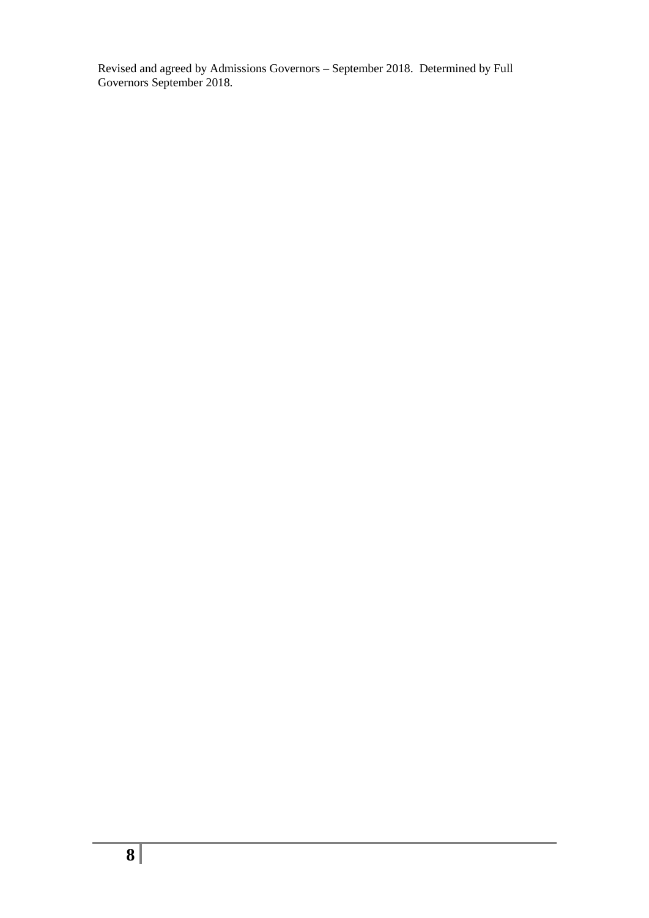Revised and agreed by Admissions Governors – September 2018. Determined by Full Governors September 2018.